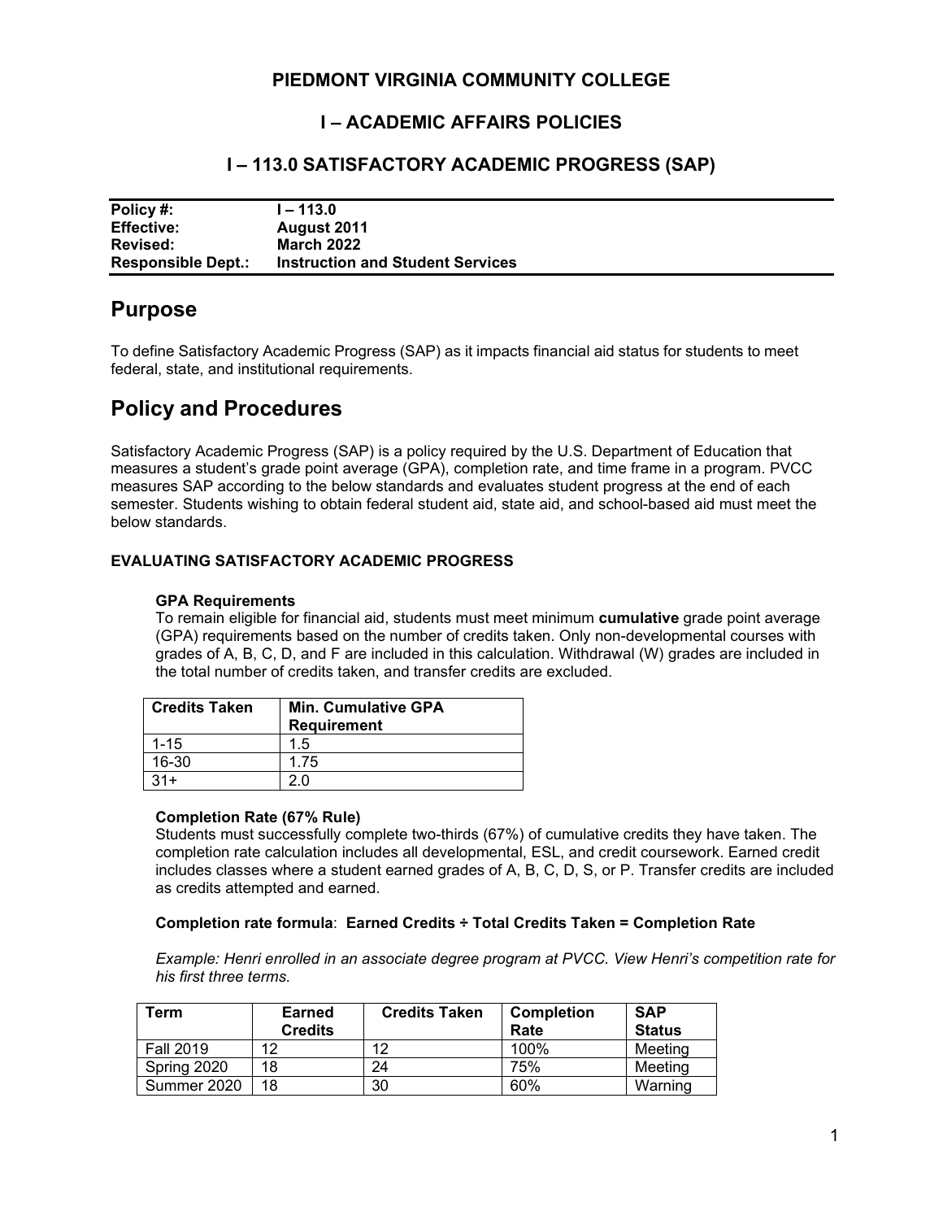# PIEDMONT VIRGINIA COMMUNITY COLLEGE

## I – ACADEMIC AFFAIRS POLICIES

## I – 113.0 SATISFACTORY ACADEMIC PROGRESS (SAP)

| | |
|---|---|
| **Policy #:** | **I – 113.0** |
| **Effective:** | **August 2011** |
| **Revised:** | **March 2022** |
| **Responsible Dept.:** | **Instruction and Student Services** |

# Purpose

To define Satisfactory Academic Progress (SAP) as it impacts financial aid status for students to meet federal, state, and institutional requirements.

# Policy and Procedures

Satisfactory Academic Progress (SAP) is a policy required by the U.S. Department of Education that measures a student's grade point average (GPA), completion rate, and time frame in a program. PVCC measures SAP according to the below standards and evaluates student progress at the end of each semester. Students wishing to obtain federal student aid, state aid, and school-based aid must meet the below standards.

### EVALUATING SATISFACTORY ACADEMIC PROGRESS

**GPA Requirements**

To remain eligible for financial aid, students must meet minimum **cumulative** grade point average (GPA) requirements based on the number of credits taken. Only non-developmental courses with grades of A, B, C, D, and F are included in this calculation. Withdrawal (W) grades are included in the total number of credits taken, and transfer credits are excluded.

| Credits Taken | Min. Cumulative GPA Requirement |
|---|---|
| 1-15 | 1.5 |
| 16-30 | 1.75 |
| 31+ | 2.0 |

**Completion Rate (67% Rule)**

Students must successfully complete two-thirds (67%) of cumulative credits they have taken. The completion rate calculation includes all developmental, ESL, and credit coursework. Earned credit includes classes where a student earned grades of A, B, C, D, S, or P. Transfer credits are included as credits attempted and earned.

**Completion rate formula**: **Earned Credits ÷ Total Credits Taken = Completion Rate**

*Example: Henri enrolled in an associate degree program at PVCC. View Henri's competition rate for his first three terms.*

| Term | Earned Credits | Credits Taken | Completion Rate | SAP Status |
|---|---|---|---|---|
| Fall 2019 | 12 | 12 | 100% | Meeting |
| Spring 2020 | 18 | 24 | 75% | Meeting |
| Summer 2020 | 18 | 30 | 60% | Warning |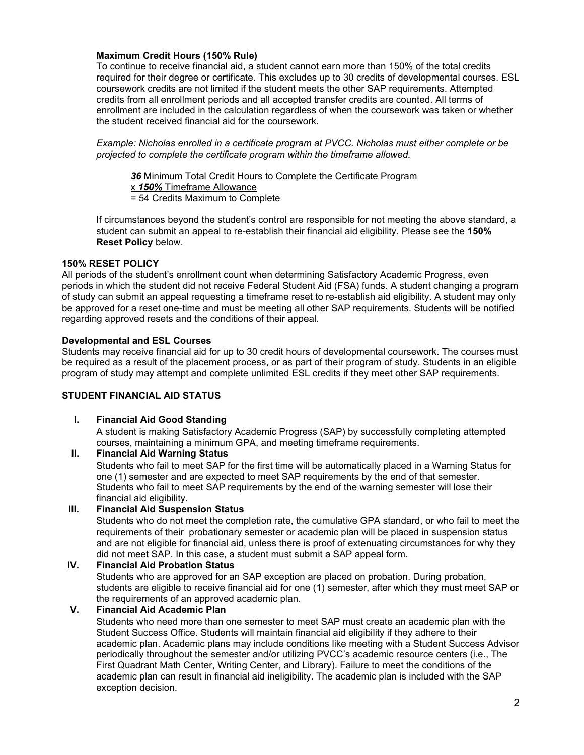### Maximum Credit Hours (150% Rule)

To continue to receive financial aid, a student cannot earn more than 150% of the total credits required for their degree or certificate. This excludes up to 30 credits of developmental courses. ESL coursework credits are not limited if the student meets the other SAP requirements. Attempted credits from all enrollment periods and all accepted transfer credits are counted. All terms of enrollment are included in the calculation regardless of when the coursework was taken or whether the student received financial aid for the coursework.

*Example: Nicholas enrolled in a certificate program at PVCC. Nicholas must either complete or be projected to complete the certificate program within the timeframe allowed.*

> ***36*** Minimum Total Credit Hours to Complete the Certificate Program
> x ***150%*** Timeframe Allowance
> = 54 Credits Maximum to Complete

If circumstances beyond the student's control are responsible for not meeting the above standard, a student can submit an appeal to re-establish their financial aid eligibility. Please see the **150% Reset Policy** below.

### 150% RESET POLICY

All periods of the student's enrollment count when determining Satisfactory Academic Progress, even periods in which the student did not receive Federal Student Aid (FSA) funds. A student changing a program of study can submit an appeal requesting a timeframe reset to re-establish aid eligibility. A student may only be approved for a reset one-time and must be meeting all other SAP requirements. Students will be notified regarding approved resets and the conditions of their appeal.

### Developmental and ESL Courses

Students may receive financial aid for up to 30 credit hours of developmental coursework. The courses must be required as a result of the placement process, or as part of their program of study. Students in an eligible program of study may attempt and complete unlimited ESL credits if they meet other SAP requirements.

## STUDENT FINANCIAL AID STATUS

**I. Financial Aid Good Standing**

A student is making Satisfactory Academic Progress (SAP) by successfully completing attempted courses, maintaining a minimum GPA, and meeting timeframe requirements.

**II. Financial Aid Warning Status**

Students who fail to meet SAP for the first time will be automatically placed in a Warning Status for one (1) semester and are expected to meet SAP requirements by the end of that semester. Students who fail to meet SAP requirements by the end of the warning semester will lose their financial aid eligibility.

**III. Financial Aid Suspension Status**

Students who do not meet the completion rate, the cumulative GPA standard, or who fail to meet the requirements of their probationary semester or academic plan will be placed in suspension status and are not eligible for financial aid, unless there is proof of extenuating circumstances for why they did not meet SAP. In this case, a student must submit a SAP appeal form.

**IV. Financial Aid Probation Status**

Students who are approved for an SAP exception are placed on probation. During probation, students are eligible to receive financial aid for one (1) semester, after which they must meet SAP or the requirements of an approved academic plan.

**V. Financial Aid Academic Plan**

Students who need more than one semester to meet SAP must create an academic plan with the Student Success Office. Students will maintain financial aid eligibility if they adhere to their academic plan. Academic plans may include conditions like meeting with a Student Success Advisor periodically throughout the semester and/or utilizing PVCC's academic resource centers (i.e., The First Quadrant Math Center, Writing Center, and Library). Failure to meet the conditions of the academic plan can result in financial aid ineligibility. The academic plan is included with the SAP exception decision.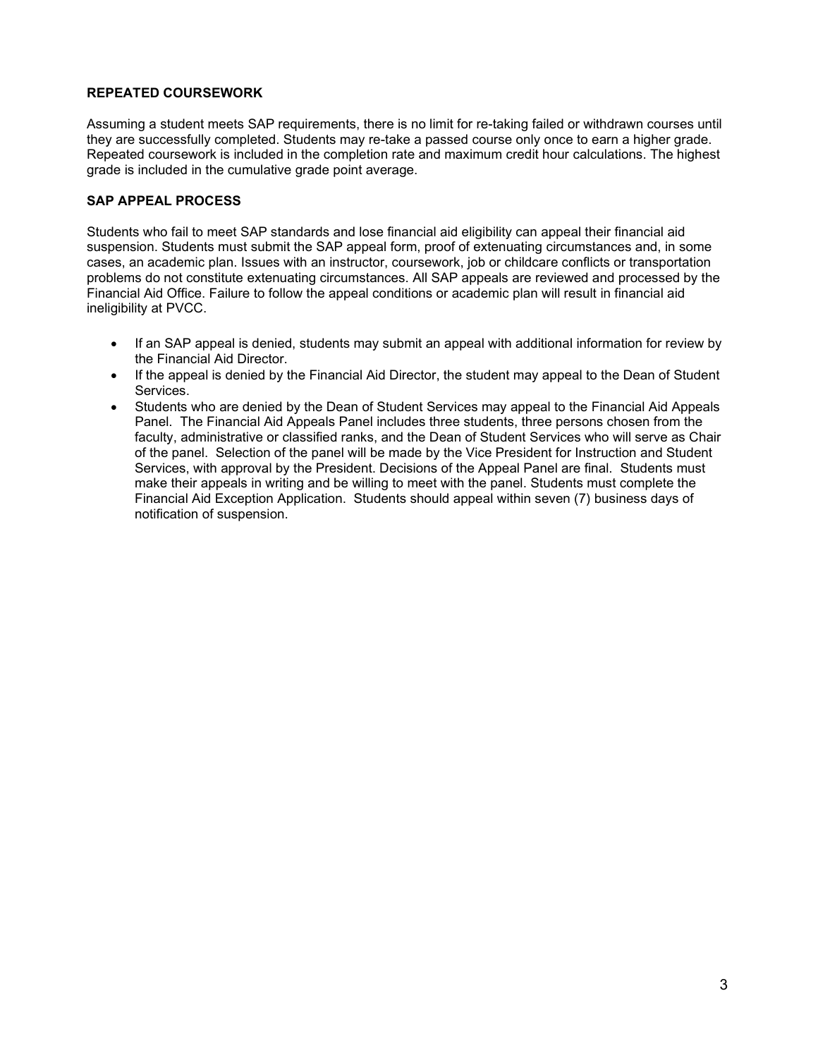## REPEATED COURSEWORK

Assuming a student meets SAP requirements, there is no limit for re-taking failed or withdrawn courses until they are successfully completed. Students may re-take a passed course only once to earn a higher grade. Repeated coursework is included in the completion rate and maximum credit hour calculations. The highest grade is included in the cumulative grade point average.

## SAP APPEAL PROCESS

Students who fail to meet SAP standards and lose financial aid eligibility can appeal their financial aid suspension. Students must submit the SAP appeal form, proof of extenuating circumstances and, in some cases, an academic plan. Issues with an instructor, coursework, job or childcare conflicts or transportation problems do not constitute extenuating circumstances. All SAP appeals are reviewed and processed by the Financial Aid Office. Failure to follow the appeal conditions or academic plan will result in financial aid ineligibility at PVCC.

- If an SAP appeal is denied, students may submit an appeal with additional information for review by the Financial Aid Director.
- If the appeal is denied by the Financial Aid Director, the student may appeal to the Dean of Student Services.
- Students who are denied by the Dean of Student Services may appeal to the Financial Aid Appeals Panel. The Financial Aid Appeals Panel includes three students, three persons chosen from the faculty, administrative or classified ranks, and the Dean of Student Services who will serve as Chair of the panel. Selection of the panel will be made by the Vice President for Instruction and Student Services, with approval by the President. Decisions of the Appeal Panel are final. Students must make their appeals in writing and be willing to meet with the panel. Students must complete the Financial Aid Exception Application. Students should appeal within seven (7) business days of notification of suspension.